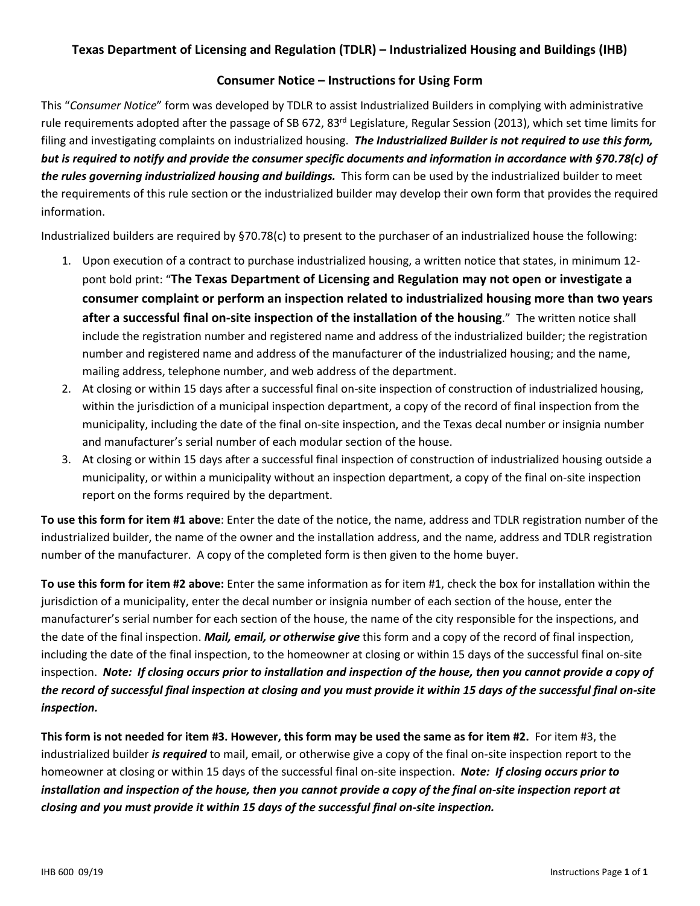# Texas Department of Licensing and Regulation (TDLR) – Industrialized Housing and Buildings (IHB)

## Consumer Notice – Instructions for Using Form

This "*Consumer Notice*" form was developed by TDLR to assist Industrialized Builders in complying with administrative rule requirements adopted after the passage of SB 672, 83rd Legislature, Regular Session (2013), which set time limits for filing and investigating complaints on industrialized housing. ***The Industrialized Builder is not required to use this form, but is required to notify and provide the consumer specific documents and information in accordance with §70.78(c) of the rules governing industrialized housing and buildings.*** This form can be used by the industrialized builder to meet the requirements of this rule section or the industrialized builder may develop their own form that provides the required information.

Industrialized builders are required by §70.78(c) to present to the purchaser of an industrialized house the following:

1. Upon execution of a contract to purchase industrialized housing, a written notice that states, in minimum 12-pont bold print: "**The Texas Department of Licensing and Regulation may not open or investigate a consumer complaint or perform an inspection related to industrialized housing more than two years after a successful final on-site inspection of the installation of the housing**." The written notice shall include the registration number and registered name and address of the industrialized builder; the registration number and registered name and address of the manufacturer of the industrialized housing; and the name, mailing address, telephone number, and web address of the department.
2. At closing or within 15 days after a successful final on-site inspection of construction of industrialized housing, within the jurisdiction of a municipal inspection department, a copy of the record of final inspection from the municipality, including the date of the final on-site inspection, and the Texas decal number or insignia number and manufacturer's serial number of each modular section of the house.
3. At closing or within 15 days after a successful final inspection of construction of industrialized housing outside a municipality, or within a municipality without an inspection department, a copy of the final on-site inspection report on the forms required by the department.

**To use this form for item #1 above**: Enter the date of the notice, the name, address and TDLR registration number of the industrialized builder, the name of the owner and the installation address, and the name, address and TDLR registration number of the manufacturer. A copy of the completed form is then given to the home buyer.

**To use this form for item #2 above:** Enter the same information as for item #1, check the box for installation within the jurisdiction of a municipality, enter the decal number or insignia number of each section of the house, enter the manufacturer's serial number for each section of the house, the name of the city responsible for the inspections, and the date of the final inspection. ***Mail, email, or otherwise give*** this form and a copy of the record of final inspection, including the date of the final inspection, to the homeowner at closing or within 15 days of the successful final on-site inspection. ***Note: If closing occurs prior to installation and inspection of the house, then you cannot provide a copy of the record of successful final inspection at closing and you must provide it within 15 days of the successful final on-site inspection.***

**This form is not needed for item #3. However, this form may be used the same as for item #2.** For item #3, the industrialized builder ***is required*** to mail, email, or otherwise give a copy of the final on-site inspection report to the homeowner at closing or within 15 days of the successful final on-site inspection. ***Note: If closing occurs prior to installation and inspection of the house, then you cannot provide a copy of the final on-site inspection report at closing and you must provide it within 15 days of the successful final on-site inspection.***

IHB 600 09/19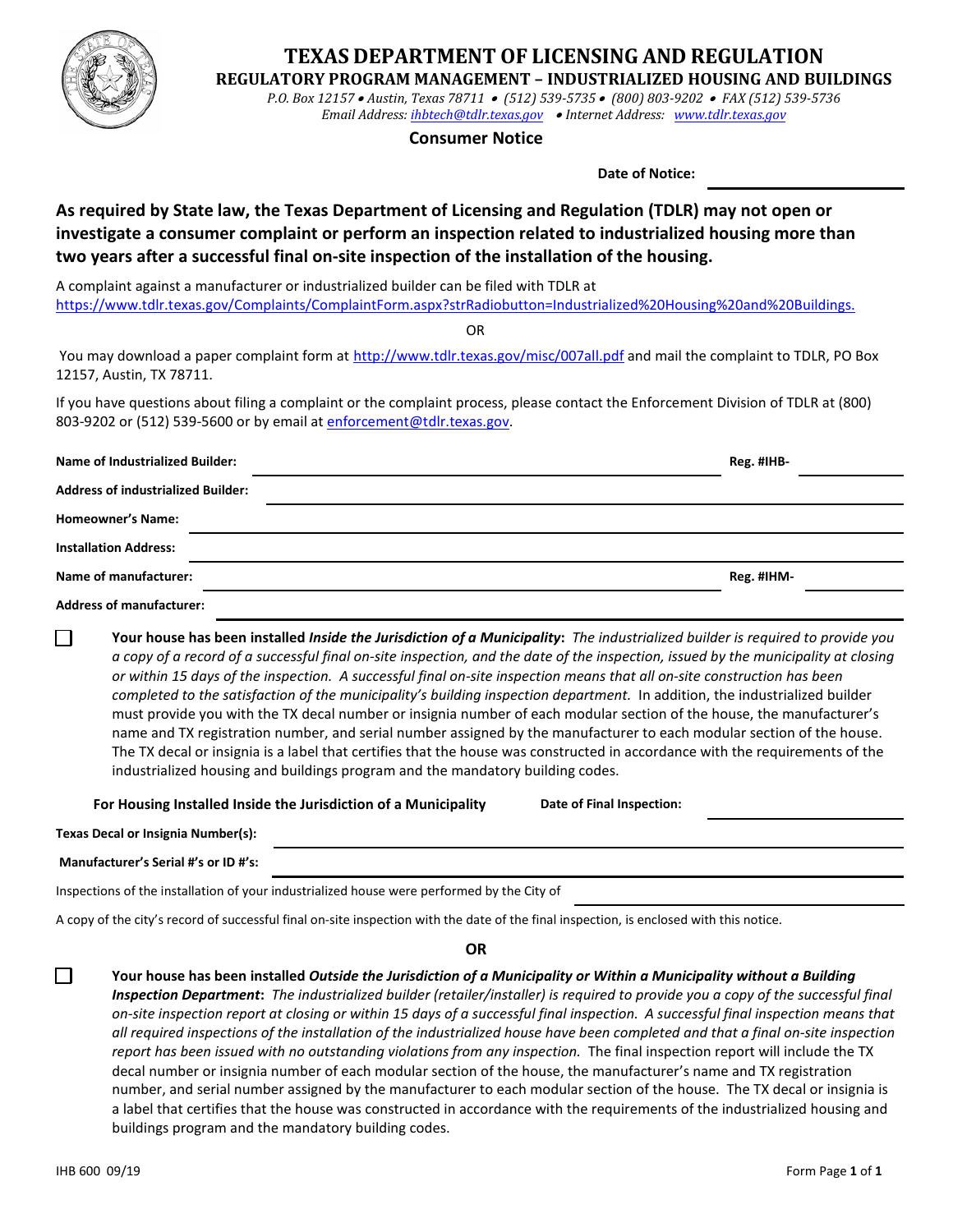# TEXAS DEPARTMENT OF LICENSING AND REGULATION

## REGULATORY PROGRAM MANAGEMENT – INDUSTRIALIZED HOUSING AND BUILDINGS

*P.O. Box 12157 • Austin, Texas 78711 • (512) 539-5735 • (800) 803-9202 • FAX (512) 539-5736*
*Email Address: ihbtech@tdlr.texas.gov • Internet Address: www.tdlr.texas.gov*

**Consumer Notice**

**Date of Notice:** ____________________

**As required by State law, the Texas Department of Licensing and Regulation (TDLR) may not open or investigate a consumer complaint or perform an inspection related to industrialized housing more than two years after a successful final on-site inspection of the installation of the housing.**

A complaint against a manufacturer or industrialized builder can be filed with TDLR at https://www.tdlr.texas.gov/Complaints/ComplaintForm.aspx?strRadiobutton=Industrialized%20Housing%20and%20Buildings.

OR

You may download a paper complaint form at http://www.tdlr.texas.gov/misc/007all.pdf and mail the complaint to TDLR, PO Box 12157, Austin, TX 78711.

If you have questions about filing a complaint or the complaint process, please contact the Enforcement Division of TDLR at (800) 803-9202 or (512) 539-5600 or by email at enforcement@tdlr.texas.gov.

**Name of Industrialized Builder:** ____________________ **Reg. #IHB-** __________

**Address of industrialized Builder:** ____________________

**Homeowner's Name:** ____________________

**Installation Address:** ____________________

**Name of manufacturer:** ____________________ **Reg. #IHM-** __________

**Address of manufacturer:** ____________________

☐ **Your house has been installed *Inside the Jurisdiction of a Municipality*:** *The industrialized builder is required to provide you a copy of a record of a successful final on-site inspection, and the date of the inspection, issued by the municipality at closing or within 15 days of the inspection. A successful final on-site inspection means that all on-site construction has been completed to the satisfaction of the municipality's building inspection department.* In addition, the industrialized builder must provide you with the TX decal number or insignia number of each modular section of the house, the manufacturer's name and TX registration number, and serial number assigned by the manufacturer to each modular section of the house. The TX decal or insignia is a label that certifies that the house was constructed in accordance with the requirements of the industrialized housing and buildings program and the mandatory building codes.

**For Housing Installed Inside the Jurisdiction of a Municipality** **Date of Final Inspection:** ____________________

**Texas Decal or Insignia Number(s):** ____________________

**Manufacturer's Serial #'s or ID #'s:** ____________________

Inspections of the installation of your industrialized house were performed by the City of ____________________

A copy of the city's record of successful final on-site inspection with the date of the final inspection, is enclosed with this notice.

**OR**

☐ **Your house has been installed *Outside the Jurisdiction of a Municipality or Within a Municipality without a Building Inspection Department*:** *The industrialized builder (retailer/installer) is required to provide you a copy of the successful final on-site inspection report at closing or within 15 days of a successful final inspection. A successful final inspection means that all required inspections of the installation of the industrialized house have been completed and that a final on-site inspection report has been issued with no outstanding violations from any inspection.* The final inspection report will include the TX decal number or insignia number of each modular section of the house, the manufacturer's name and TX registration number, and serial number assigned by the manufacturer to each modular section of the house. The TX decal or insignia is a label that certifies that the house was constructed in accordance with the requirements of the industrialized housing and buildings program and the mandatory building codes.

IHB 600 09/19